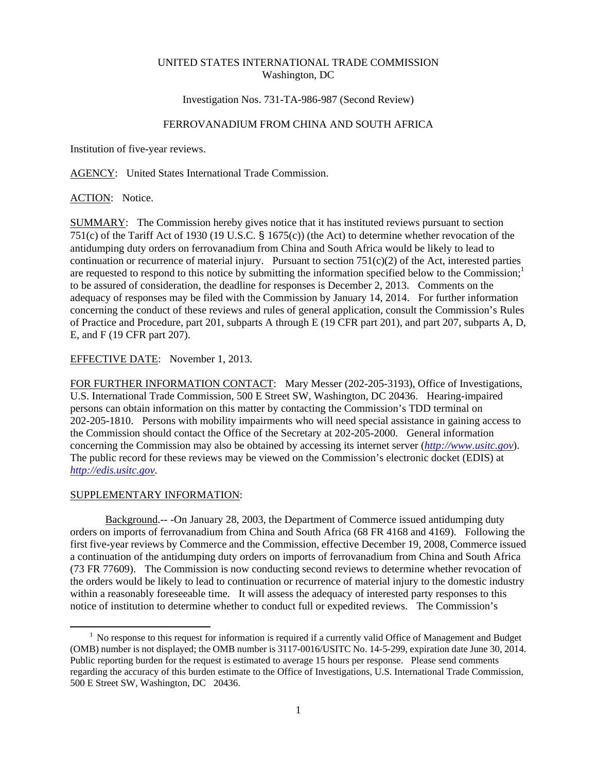UNITED STATES INTERNATIONAL TRADE COMMISSION
Washington, DC

Investigation Nos. 731-TA-986-987 (Second Review)

FERROVANADIUM FROM CHINA AND SOUTH AFRICA

Institution of five-year reviews.

AGENCY: United States International Trade Commission.

ACTION: Notice.

SUMMARY: The Commission hereby gives notice that it has instituted reviews pursuant to section 751(c) of the Tariff Act of 1930 (19 U.S.C. § 1675(c)) (the Act) to determine whether revocation of the antidumping duty orders on ferrovanadium from China and South Africa would be likely to lead to continuation or recurrence of material injury. Pursuant to section 751(c)(2) of the Act, interested parties are requested to respond to this notice by submitting the information specified below to the Commission;[1] to be assured of consideration, the deadline for responses is December 2, 2013. Comments on the adequacy of responses may be filed with the Commission by January 14, 2014. For further information concerning the conduct of these reviews and rules of general application, consult the Commission's Rules of Practice and Procedure, part 201, subparts A through E (19 CFR part 201), and part 207, subparts A, D, E, and F (19 CFR part 207).

EFFECTIVE DATE: November 1, 2013.

FOR FURTHER INFORMATION CONTACT: Mary Messer (202-205-3193), Office of Investigations, U.S. International Trade Commission, 500 E Street SW, Washington, DC 20436. Hearing-impaired persons can obtain information on this matter by contacting the Commission's TDD terminal on 202-205-1810. Persons with mobility impairments who will need special assistance in gaining access to the Commission should contact the Office of the Secretary at 202-205-2000. General information concerning the Commission may also be obtained by accessing its internet server (*http://www.usitc.gov*). The public record for these reviews may be viewed on the Commission's electronic docket (EDIS) at *http://edis.usitc.gov*.

SUPPLEMENTARY INFORMATION:

Background.-- -On January 28, 2003, the Department of Commerce issued antidumping duty orders on imports of ferrovanadium from China and South Africa (68 FR 4168 and 4169). Following the first five-year reviews by Commerce and the Commission, effective December 19, 2008, Commerce issued a continuation of the antidumping duty orders on imports of ferrovanadium from China and South Africa (73 FR 77609). The Commission is now conducting second reviews to determine whether revocation of the orders would be likely to lead to continuation or recurrence of material injury to the domestic industry within a reasonably foreseeable time. It will assess the adequacy of interested party responses to this notice of institution to determine whether to conduct full or expedited reviews. The Commission's

[1] No response to this request for information is required if a currently valid Office of Management and Budget (OMB) number is not displayed; the OMB number is 3117-0016/USITC No. 14-5-299, expiration date June 30, 2014. Public reporting burden for the request is estimated to average 15 hours per response. Please send comments regarding the accuracy of this burden estimate to the Office of Investigations, U.S. International Trade Commission, 500 E Street SW, Washington, DC 20436.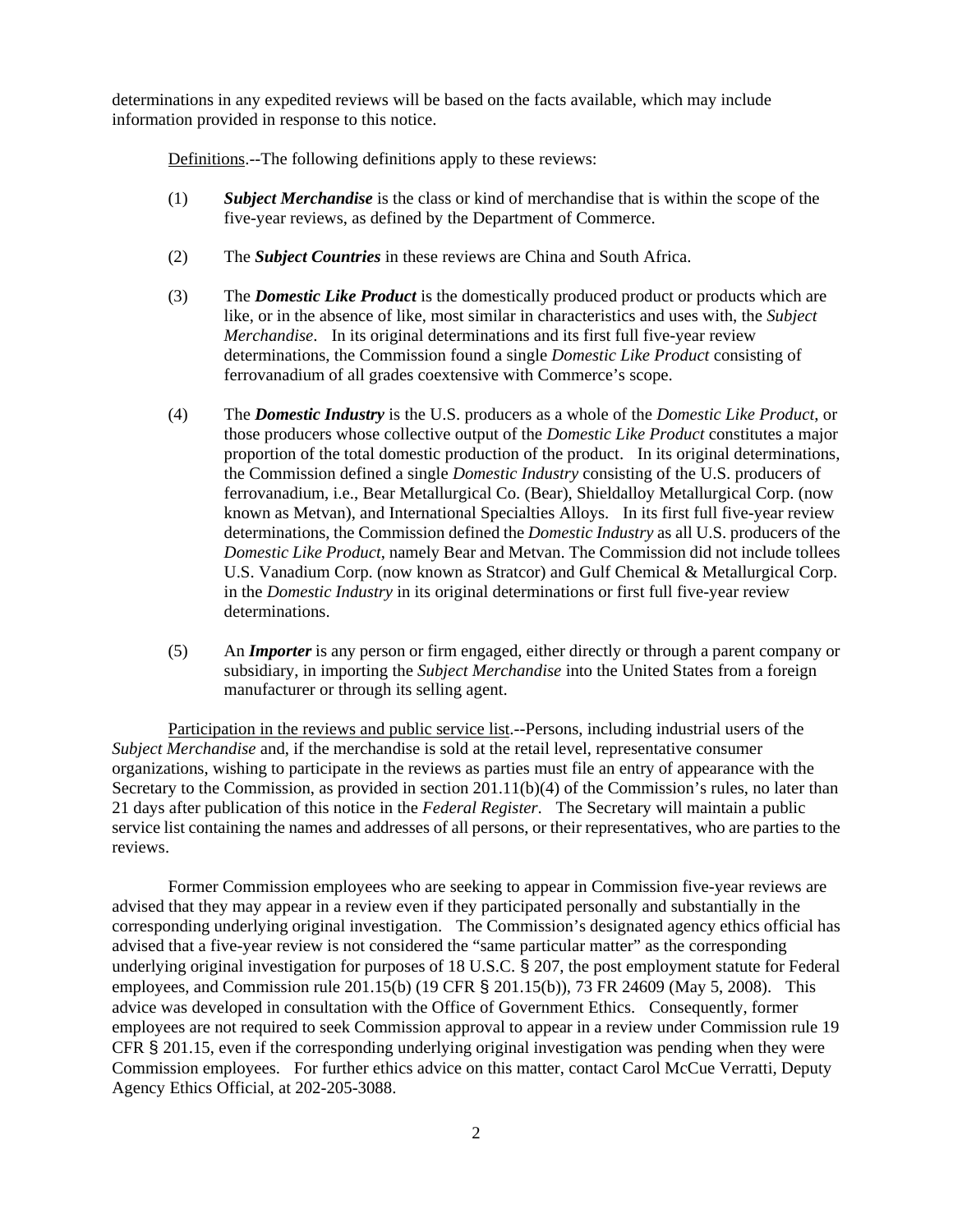determinations in any expedited reviews will be based on the facts available, which may include information provided in response to this notice.

Definitions.--The following definitions apply to these reviews:

(1) ***Subject Merchandise*** is the class or kind of merchandise that is within the scope of the five-year reviews, as defined by the Department of Commerce.

(2) The ***Subject Countries*** in these reviews are China and South Africa.

(3) The ***Domestic Like Product*** is the domestically produced product or products which are like, or in the absence of like, most similar in characteristics and uses with, the *Subject Merchandise*. In its original determinations and its first full five-year review determinations, the Commission found a single *Domestic Like Product* consisting of ferrovanadium of all grades coextensive with Commerce's scope.

(4) The ***Domestic Industry*** is the U.S. producers as a whole of the *Domestic Like Product*, or those producers whose collective output of the *Domestic Like Product* constitutes a major proportion of the total domestic production of the product. In its original determinations, the Commission defined a single *Domestic Industry* consisting of the U.S. producers of ferrovanadium, i.e., Bear Metallurgical Co. (Bear), Shieldalloy Metallurgical Corp. (now known as Metvan), and International Specialties Alloys. In its first full five-year review determinations, the Commission defined the *Domestic Industry* as all U.S. producers of the *Domestic Like Product*, namely Bear and Metvan. The Commission did not include tollees U.S. Vanadium Corp. (now known as Stratcor) and Gulf Chemical & Metallurgical Corp. in the *Domestic Industry* in its original determinations or first full five-year review determinations.

(5) An ***Importer*** is any person or firm engaged, either directly or through a parent company or subsidiary, in importing the *Subject Merchandise* into the United States from a foreign manufacturer or through its selling agent.

Participation in the reviews and public service list.--Persons, including industrial users of the *Subject Merchandise* and, if the merchandise is sold at the retail level, representative consumer organizations, wishing to participate in the reviews as parties must file an entry of appearance with the Secretary to the Commission, as provided in section 201.11(b)(4) of the Commission's rules, no later than 21 days after publication of this notice in the *Federal Register*. The Secretary will maintain a public service list containing the names and addresses of all persons, or their representatives, who are parties to the reviews.

Former Commission employees who are seeking to appear in Commission five-year reviews are advised that they may appear in a review even if they participated personally and substantially in the corresponding underlying original investigation. The Commission's designated agency ethics official has advised that a five-year review is not considered the "same particular matter" as the corresponding underlying original investigation for purposes of 18 U.S.C. § 207, the post employment statute for Federal employees, and Commission rule 201.15(b) (19 CFR § 201.15(b)), 73 FR 24609 (May 5, 2008). This advice was developed in consultation with the Office of Government Ethics. Consequently, former employees are not required to seek Commission approval to appear in a review under Commission rule 19 CFR § 201.15, even if the corresponding underlying original investigation was pending when they were Commission employees. For further ethics advice on this matter, contact Carol McCue Verratti, Deputy Agency Ethics Official, at 202-205-3088.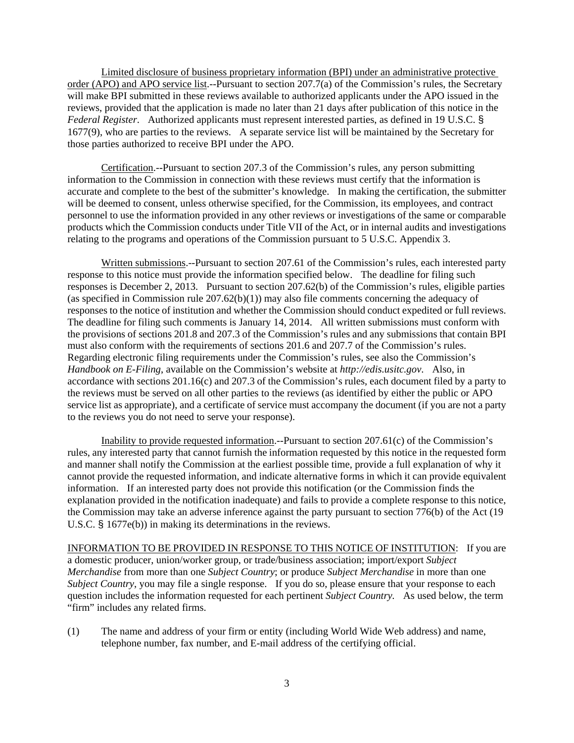Limited disclosure of business proprietary information (BPI) under an administrative protective order (APO) and APO service list.--Pursuant to section 207.7(a) of the Commission's rules, the Secretary will make BPI submitted in these reviews available to authorized applicants under the APO issued in the reviews, provided that the application is made no later than 21 days after publication of this notice in the *Federal Register*. Authorized applicants must represent interested parties, as defined in 19 U.S.C. § 1677(9), who are parties to the reviews. A separate service list will be maintained by the Secretary for those parties authorized to receive BPI under the APO.

Certification.--Pursuant to section 207.3 of the Commission's rules, any person submitting information to the Commission in connection with these reviews must certify that the information is accurate and complete to the best of the submitter's knowledge. In making the certification, the submitter will be deemed to consent, unless otherwise specified, for the Commission, its employees, and contract personnel to use the information provided in any other reviews or investigations of the same or comparable products which the Commission conducts under Title VII of the Act, or in internal audits and investigations relating to the programs and operations of the Commission pursuant to 5 U.S.C. Appendix 3.

Written submissions.--Pursuant to section 207.61 of the Commission's rules, each interested party response to this notice must provide the information specified below. The deadline for filing such responses is December 2, 2013. Pursuant to section 207.62(b) of the Commission's rules, eligible parties (as specified in Commission rule 207.62(b)(1)) may also file comments concerning the adequacy of responses to the notice of institution and whether the Commission should conduct expedited or full reviews. The deadline for filing such comments is January 14, 2014. All written submissions must conform with the provisions of sections 201.8 and 207.3 of the Commission's rules and any submissions that contain BPI must also conform with the requirements of sections 201.6 and 207.7 of the Commission's rules. Regarding electronic filing requirements under the Commission's rules, see also the Commission's *Handbook on E-Filing*, available on the Commission's website at *http://edis.usitc.gov*. Also, in accordance with sections 201.16(c) and 207.3 of the Commission's rules, each document filed by a party to the reviews must be served on all other parties to the reviews (as identified by either the public or APO service list as appropriate), and a certificate of service must accompany the document (if you are not a party to the reviews you do not need to serve your response).

Inability to provide requested information.--Pursuant to section 207.61(c) of the Commission's rules, any interested party that cannot furnish the information requested by this notice in the requested form and manner shall notify the Commission at the earliest possible time, provide a full explanation of why it cannot provide the requested information, and indicate alternative forms in which it can provide equivalent information. If an interested party does not provide this notification (or the Commission finds the explanation provided in the notification inadequate) and fails to provide a complete response to this notice, the Commission may take an adverse inference against the party pursuant to section 776(b) of the Act (19 U.S.C. § 1677e(b)) in making its determinations in the reviews.

INFORMATION TO BE PROVIDED IN RESPONSE TO THIS NOTICE OF INSTITUTION: If you are a domestic producer, union/worker group, or trade/business association; import/export *Subject Merchandise* from more than one *Subject Country*; or produce *Subject Merchandise* in more than one *Subject Country*, you may file a single response. If you do so, please ensure that your response to each question includes the information requested for each pertinent *Subject Country*. As used below, the term "firm" includes any related firms.

(1) The name and address of your firm or entity (including World Wide Web address) and name, telephone number, fax number, and E-mail address of the certifying official.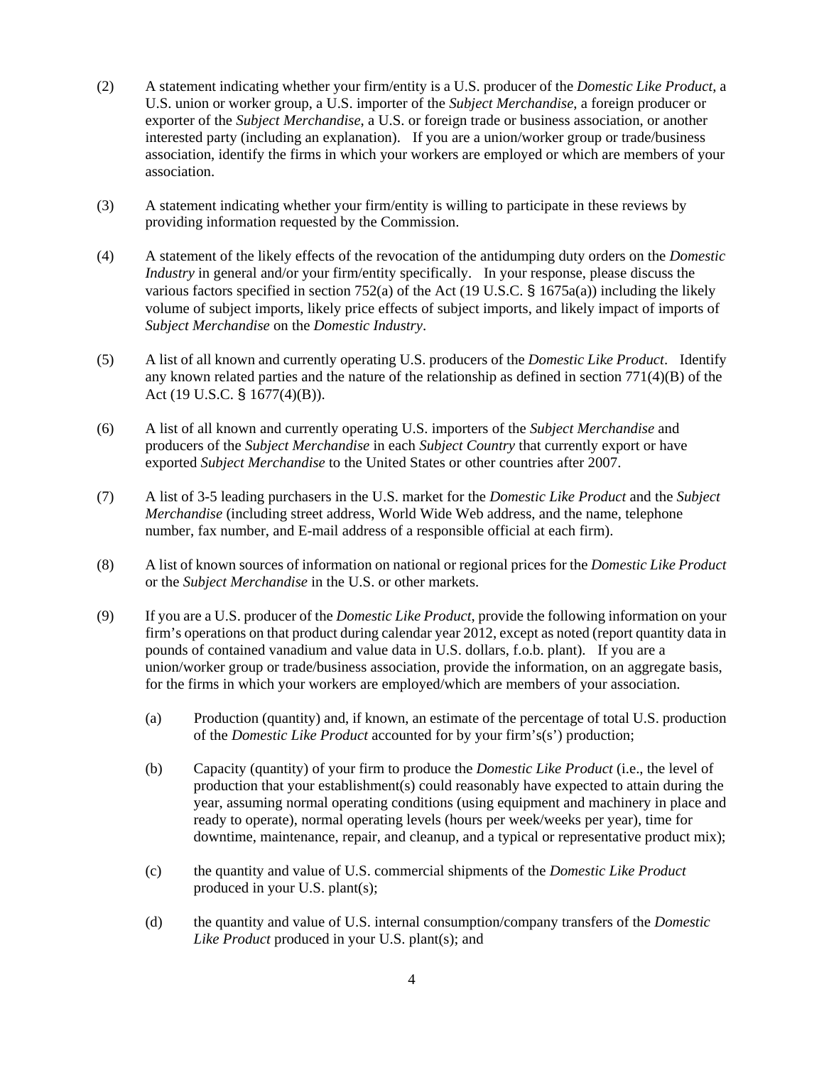(2) A statement indicating whether your firm/entity is a U.S. producer of the *Domestic Like Product*, a U.S. union or worker group, a U.S. importer of the *Subject Merchandise*, a foreign producer or exporter of the *Subject Merchandise*, a U.S. or foreign trade or business association, or another interested party (including an explanation). If you are a union/worker group or trade/business association, identify the firms in which your workers are employed or which are members of your association.

(3) A statement indicating whether your firm/entity is willing to participate in these reviews by providing information requested by the Commission.

(4) A statement of the likely effects of the revocation of the antidumping duty orders on the *Domestic Industry* in general and/or your firm/entity specifically. In your response, please discuss the various factors specified in section 752(a) of the Act (19 U.S.C. § 1675a(a)) including the likely volume of subject imports, likely price effects of subject imports, and likely impact of imports of *Subject Merchandise* on the *Domestic Industry*.

(5) A list of all known and currently operating U.S. producers of the *Domestic Like Product*. Identify any known related parties and the nature of the relationship as defined in section 771(4)(B) of the Act (19 U.S.C. § 1677(4)(B)).

(6) A list of all known and currently operating U.S. importers of the *Subject Merchandise* and producers of the *Subject Merchandise* in each *Subject Country* that currently export or have exported *Subject Merchandise* to the United States or other countries after 2007.

(7) A list of 3-5 leading purchasers in the U.S. market for the *Domestic Like Product* and the *Subject Merchandise* (including street address, World Wide Web address, and the name, telephone number, fax number, and E-mail address of a responsible official at each firm).

(8) A list of known sources of information on national or regional prices for the *Domestic Like Product* or the *Subject Merchandise* in the U.S. or other markets.

(9) If you are a U.S. producer of the *Domestic Like Product*, provide the following information on your firm's operations on that product during calendar year 2012, except as noted (report quantity data in pounds of contained vanadium and value data in U.S. dollars, f.o.b. plant). If you are a union/worker group or trade/business association, provide the information, on an aggregate basis, for the firms in which your workers are employed/which are members of your association.

   (a) Production (quantity) and, if known, an estimate of the percentage of total U.S. production of the *Domestic Like Product* accounted for by your firm's(s') production;

   (b) Capacity (quantity) of your firm to produce the *Domestic Like Product* (i.e., the level of production that your establishment(s) could reasonably have expected to attain during the year, assuming normal operating conditions (using equipment and machinery in place and ready to operate), normal operating levels (hours per week/weeks per year), time for downtime, maintenance, repair, and cleanup, and a typical or representative product mix);

   (c) the quantity and value of U.S. commercial shipments of the *Domestic Like Product* produced in your U.S. plant(s);

   (d) the quantity and value of U.S. internal consumption/company transfers of the *Domestic Like Product* produced in your U.S. plant(s); and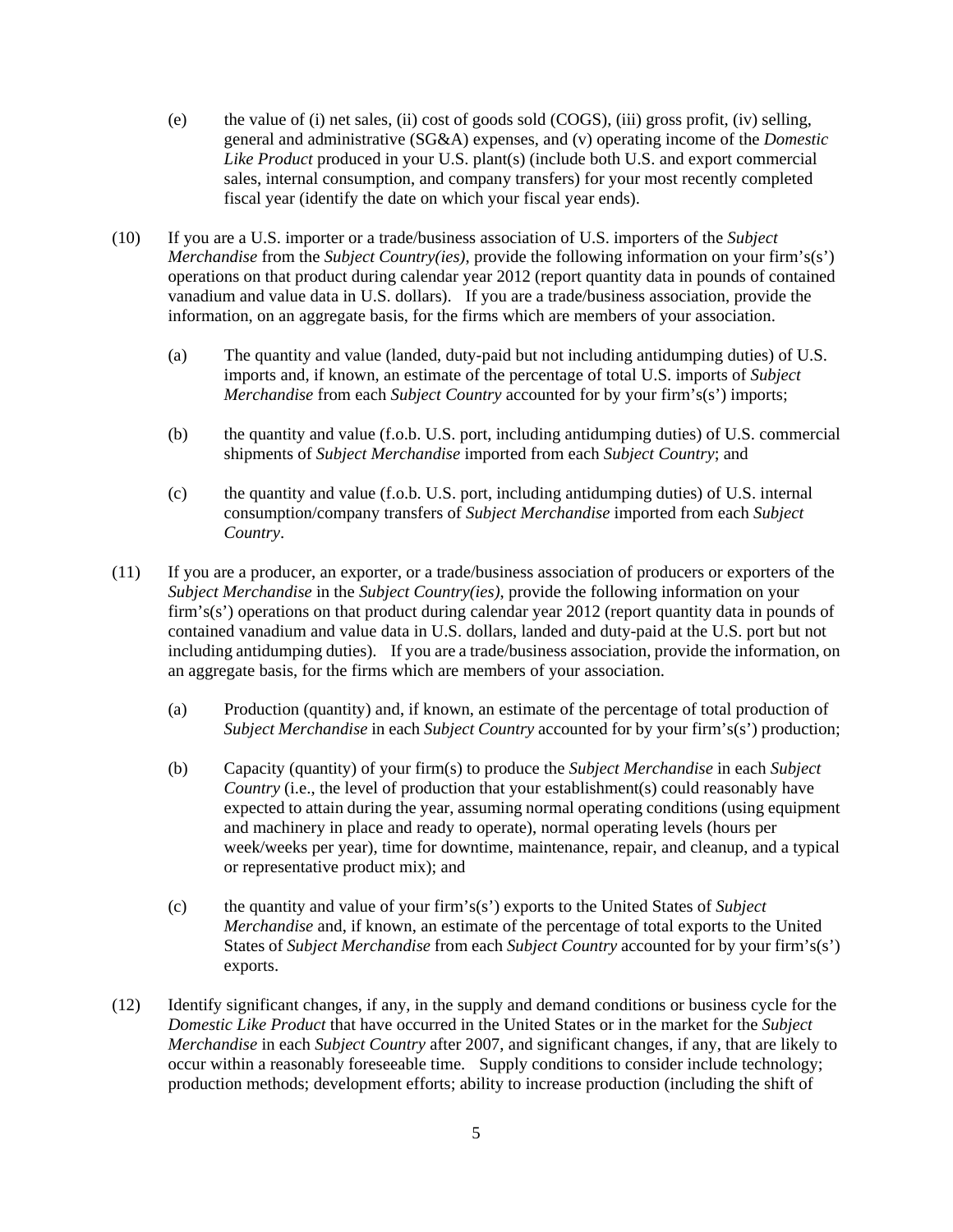(e) the value of (i) net sales, (ii) cost of goods sold (COGS), (iii) gross profit, (iv) selling, general and administrative (SG&A) expenses, and (v) operating income of the *Domestic Like Product* produced in your U.S. plant(s) (include both U.S. and export commercial sales, internal consumption, and company transfers) for your most recently completed fiscal year (identify the date on which your fiscal year ends).

(10) If you are a U.S. importer or a trade/business association of U.S. importers of the *Subject Merchandise* from the *Subject Country(ies)*, provide the following information on your firm's(s') operations on that product during calendar year 2012 (report quantity data in pounds of contained vanadium and value data in U.S. dollars). If you are a trade/business association, provide the information, on an aggregate basis, for the firms which are members of your association.

(a) The quantity and value (landed, duty-paid but not including antidumping duties) of U.S. imports and, if known, an estimate of the percentage of total U.S. imports of *Subject Merchandise* from each *Subject Country* accounted for by your firm's(s') imports;

(b) the quantity and value (f.o.b. U.S. port, including antidumping duties) of U.S. commercial shipments of *Subject Merchandise* imported from each *Subject Country*; and

(c) the quantity and value (f.o.b. U.S. port, including antidumping duties) of U.S. internal consumption/company transfers of *Subject Merchandise* imported from each *Subject Country*.

(11) If you are a producer, an exporter, or a trade/business association of producers or exporters of the *Subject Merchandise* in the *Subject Country(ies)*, provide the following information on your firm's(s') operations on that product during calendar year 2012 (report quantity data in pounds of contained vanadium and value data in U.S. dollars, landed and duty-paid at the U.S. port but not including antidumping duties). If you are a trade/business association, provide the information, on an aggregate basis, for the firms which are members of your association.

(a) Production (quantity) and, if known, an estimate of the percentage of total production of *Subject Merchandise* in each *Subject Country* accounted for by your firm's(s') production;

(b) Capacity (quantity) of your firm(s) to produce the *Subject Merchandise* in each *Subject Country* (i.e., the level of production that your establishment(s) could reasonably have expected to attain during the year, assuming normal operating conditions (using equipment and machinery in place and ready to operate), normal operating levels (hours per week/weeks per year), time for downtime, maintenance, repair, and cleanup, and a typical or representative product mix); and

(c) the quantity and value of your firm's(s') exports to the United States of *Subject Merchandise* and, if known, an estimate of the percentage of total exports to the United States of *Subject Merchandise* from each *Subject Country* accounted for by your firm's(s') exports.

(12) Identify significant changes, if any, in the supply and demand conditions or business cycle for the *Domestic Like Product* that have occurred in the United States or in the market for the *Subject Merchandise* in each *Subject Country* after 2007, and significant changes, if any, that are likely to occur within a reasonably foreseeable time. Supply conditions to consider include technology; production methods; development efforts; ability to increase production (including the shift of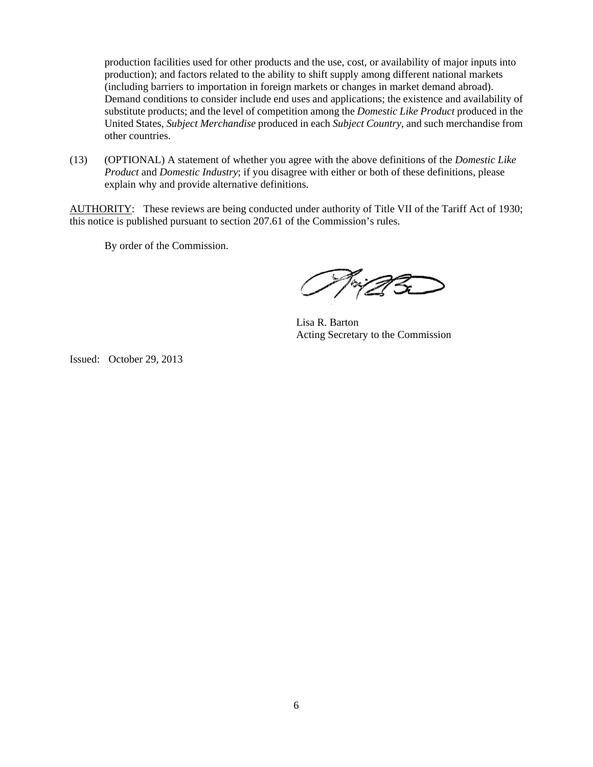production facilities used for other products and the use, cost, or availability of major inputs into production); and factors related to the ability to shift supply among different national markets (including barriers to importation in foreign markets or changes in market demand abroad). Demand conditions to consider include end uses and applications; the existence and availability of substitute products; and the level of competition among the *Domestic Like Product* produced in the United States, *Subject Merchandise* produced in each *Subject Country*, and such merchandise from other countries.

(13) (OPTIONAL) A statement of whether you agree with the above definitions of the *Domestic Like Product* and *Domestic Industry*; if you disagree with either or both of these definitions, please explain why and provide alternative definitions.

<u>AUTHORITY</u>: These reviews are being conducted under authority of Title VII of the Tariff Act of 1930; this notice is published pursuant to section 207.61 of the Commission's rules.

By order of the Commission.

Lisa R. Barton
Acting Secretary to the Commission

Issued: October 29, 2013